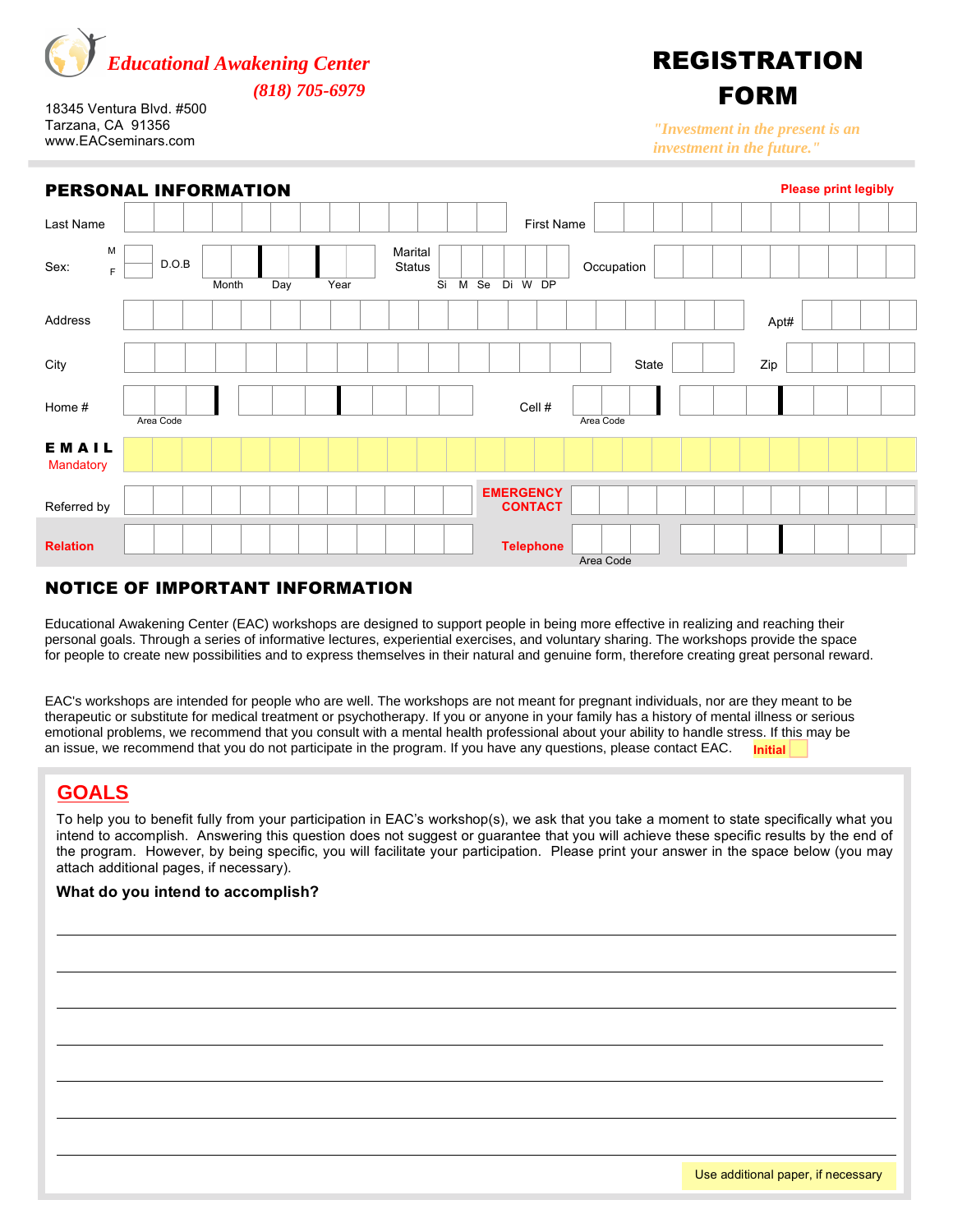*Educational Awakening Center*

*(818) 705-6979*

18345 Ventura Blvd. #500
Tarzana, CA 91356
www.EACseminars.com

# REGISTRATION FORM

*"Investment in the present is an investment in the future."*

## PERSONAL INFORMATION

**Please print legibly**

Last Name ______________________ First Name ______________________

Sex: M ☐ F ☐ D.O.B ____ Month ____ Day ____ Year Marital Status Si M Se Di W DP Occupation ______________________

Address ______________________ Apt# ______

City ______________________ State ______ Zip ______

Home # ______ Area Code ______________ Cell # ______ Area Code ______________

**EMAIL** Mandatory ______________________

Referred by ______________________ **EMERGENCY CONTACT** ______________________

**Relation** ______________________ **Telephone** ______ Area Code ______________

## NOTICE OF IMPORTANT INFORMATION

Educational Awakening Center (EAC) workshops are designed to support people in being more effective in realizing and reaching their personal goals. Through a series of informative lectures, experiential exercises, and voluntary sharing. The workshops provide the space for people to create new possibilities and to express themselves in their natural and genuine form, therefore creating great personal reward.

EAC's workshops are intended for people who are well. The workshops are not meant for pregnant individuals, nor are they meant to be therapeutic or substitute for medical treatment or psychotherapy. If you or anyone in your family has a history of mental illness or serious emotional problems, we recommend that you consult with a mental health professional about your ability to handle stress. If this may be an issue, we recommend that you do not participate in the program. If you have any questions, please contact EAC. **Initial** ☐

## GOALS

To help you to benefit fully from your participation in EAC's workshop(s), we ask that you take a moment to state specifically what you intend to accomplish. Answering this question does not suggest or guarantee that you will achieve these specific results by the end of the program. However, by being specific, you will facilitate your participation. Please print your answer in the space below (you may attach additional pages, if necessary).

**What do you intend to accomplish?**

______________________________________________________________

______________________________________________________________

______________________________________________________________

______________________________________________________________

______________________________________________________________

______________________________________________________________

______________________________________________________________

Use additional paper, if necessary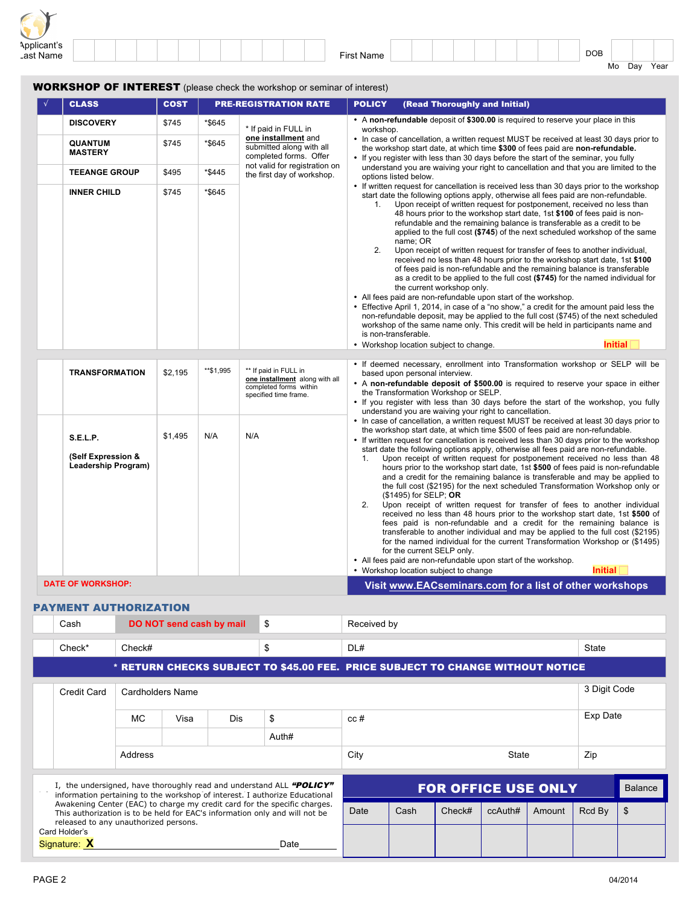Applicant's Last Name | | First Name | | DOB Mo Day Year

## WORKSHOP OF INTEREST (please check the workshop or seminar of interest)

| √ | CLASS | COST | PRE-REGISTRATION RATE | | POLICY (Read Thoroughly and Initial) |
|---|---|---|---|---|---|
| | DISCOVERY | $745 | *$645 | * If paid in FULL in **one installment** and submitted along with all completed forms. Offer not valid for registration on the first day of workshop. | • A **non-refundable** deposit of **$300.00** is required to reserve your place in this workshop.<br>• In case of cancellation, a written request MUST be received at least 30 days prior to the workshop start date, at which time **$300** of fees paid are **non-refundable.**<br>• If you register with less than 30 days before the start of the seminar, you fully understand you are waiving your right to cancellation and that you are limited to the options listed below.<br>• If written request for cancellation is received less than 30 days prior to the workshop start date the following options apply, otherwise all fees paid are non-refundable.<br>1. Upon receipt of written request for postponement, received no less than 48 hours prior to the workshop start date, 1st **$100** of fees paid is non-refundable and the remaining balance is transferable as a credit to be applied to the full cost **($745)** of the next scheduled workshop of the same name; OR<br>2. Upon receipt of written request for transfer of fees to another individual, received no less than 48 hours prior to the workshop start date, 1st **$100** of fees paid is non-refundable and the remaining balance is transferable as a credit to be applied to the full cost **($745)** for the named individual for the current workshop only.<br>• All fees paid are non-refundable upon start of the workshop.<br>• Effective April 1, 2014, in case of a "no show," a credit for the amount paid less the non-refundable deposit, may be applied to the full cost ($745) of the next scheduled workshop of the same name only. This credit will be held in participants name and is non-transferable.<br>• Workshop location subject to change. **Initial** |
| | QUANTUM MASTERY | $745 | *$645 | | |
| | TEEANGE GROUP | $495 | *$445 | | |
| | INNER CHILD | $745 | *$645 | | |
| | TRANSFORMATION | $2,195 | **$1,995 | ** If paid in FULL in **one installment** along with all completed forms within specified time frame. | • If deemed necessary, enrollment into Transformation workshop or SELP will be based upon personal interview.<br>• A **non-refundable deposit of $500.00** is required to reserve your space in either the Transformation Workshop or SELP.<br>• If you register with less than 30 days before the start of the workshop, you fully understand you are waiving your right to cancellation.<br>• In case of cancellation, a written request MUST be received at least 30 days prior to the workshop start date, at which time $500 of fees paid are non-refundable.<br>• If written request for cancellation is received less than 30 days prior to the workshop start date the following options apply, otherwise all fees paid are non-refundable.<br>1. Upon receipt of written request for postponement received no less than 48 hours prior to the workshop start date, 1st **$500** of fees paid is non-refundable and a credit for the remaining balance is transferable and may be applied to the full cost ($2195) for the next scheduled Transformation Workshop only or ($1495) for SELP; **OR**<br>2. Upon receipt of written request for transfer of fees to another individual received no less than 48 hours prior to the workshop start date, 1st **$500** of fees paid is non-refundable and a credit for the remaining balance is transferable to another individual and may be applied to the full cost ($2195) for the named individual for the current Transformation Workshop or ($1495) for the current SELP only.<br>• All fees paid are non-refundable upon start of the workshop.<br>• Workshop location subject to change **Initial** |
| | S.E.L.P. (Self Expression & Leadership Program) | $1,495 | N/A | N/A | |

**DATE OF WORKSHOP:**

**Visit www.EACseminars.com for a list of other workshops**

## PAYMENT AUTHORIZATION

| | | | | |
|---|---|---|---|---|
| | Cash | DO NOT send cash by mail | $ | Received by |
| | Check* | Check# | $ | DL# / State |

**\* RETURN CHECKS SUBJECT TO $45.00 FEE. PRICE SUBJECT TO CHANGE WITHOUT NOTICE**

| | | | | | | |
|---|---|---|---|---|---|---|
| Credit Card | Cardholders Name | | | | | 3 Digit Code |
| | MC | Visa | Dis | $ | cc # | Exp Date |
| | | | | Auth# | | |
| | Address | | | | City / State | Zip |

I, the undersigned, have thoroughly read and understand ALL ***"POLICY"*** information pertaining to the workshop of interest. I authorize Educational Awakening Center (EAC) to charge my credit card for the specific charges. This authorization is to be held for EAC's information only and will not be released to any unauthorized persons.

Card Holder's Signature: **X** ______________________ Date ________

**FOR OFFICE USE ONLY**

| Date | Cash | Check# | ccAuth# | Amount | Rcd By | Balance $ |
|---|---|---|---|---|---|---|
| | | | | | | |

04/2014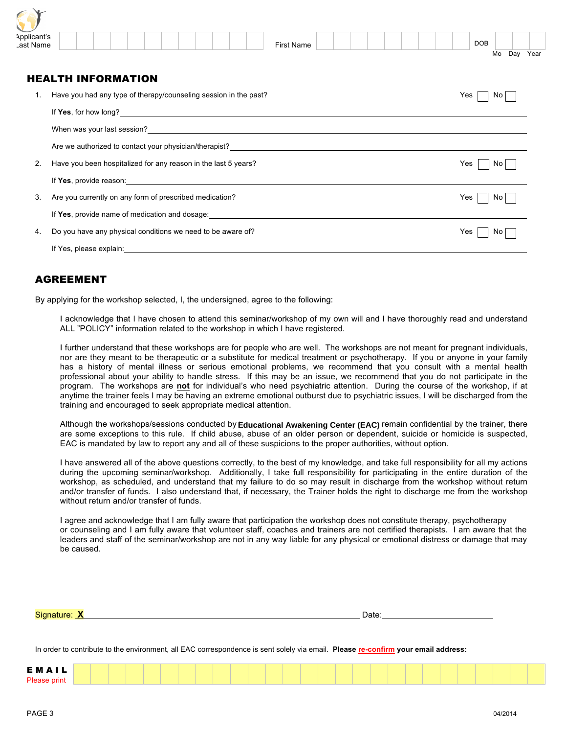Applicant's Last Name ______ First Name ______ DOB Mo Day Year

## HEALTH INFORMATION

1. Have you had any type of therapy/counseling session in the past? Yes ☐ No ☐

   If **Yes**, for how long? ______

   When was your last session? ______

   Are we authorized to contact your physician/therapist? ______

2. Have you been hospitalized for any reason in the last 5 years? Yes ☐ No ☐

   If **Yes**, provide reason: ______

3. Are you currently on any form of prescribed medication? Yes ☐ No ☐

   If **Yes**, provide name of medication and dosage: ______

4. Do you have any physical conditions we need to be aware of? Yes ☐ No ☐

   If Yes, please explain: ______

## AGREEMENT

By applying for the workshop selected, I, the undersigned, agree to the following:

I acknowledge that I have chosen to attend this seminar/workshop of my own will and I have thoroughly read and understand ALL "POLICY" information related to the workshop in which I have registered.

I further understand that these workshops are for people who are well. The workshops are not meant for pregnant individuals, nor are they meant to be therapeutic or a substitute for medical treatment or psychotherapy. If you or anyone in your family has a history of mental illness or serious emotional problems, we recommend that you consult with a mental health professional about your ability to handle stress. If this may be an issue, we recommend that you do not participate in the program. The workshops are **not** for individual's who need psychiatric attention. During the course of the workshop, if at anytime the trainer feels I may be having an extreme emotional outburst due to psychiatric issues, I will be discharged from the training and encouraged to seek appropriate medical attention.

Although the workshops/sessions conducted by **Educational Awakening Center (EAC)** remain confidential by the trainer, there are some exceptions to this rule. If child abuse, abuse of an older person or dependent, suicide or homicide is suspected, EAC is mandated by law to report any and all of these suspicions to the proper authorities, without option.

I have answered all of the above questions correctly, to the best of my knowledge, and take full responsibility for all my actions during the upcoming seminar/workshop. Additionally, I take full responsibility for participating in the entire duration of the workshop, as scheduled, and understand that my failure to do so may result in discharge from the workshop without return and/or transfer of funds. I also understand that, if necessary, the Trainer holds the right to discharge me from the workshop without return and/or transfer of funds.

I agree and acknowledge that I am fully aware that participation the workshop does not constitute therapy, psychotherapy or counseling and I am fully aware that volunteer staff, coaches and trainers are not certified therapists. I am aware that the leaders and staff of the seminar/workshop are not in any way liable for any physical or emotional distress or damage that may be caused.

Signature: **X** ______ Date: ______

In order to contribute to the environment, all EAC correspondence is sent solely via email. **Please re-confirm your email address:**

**EMAIL**
Please print ______

04/2014